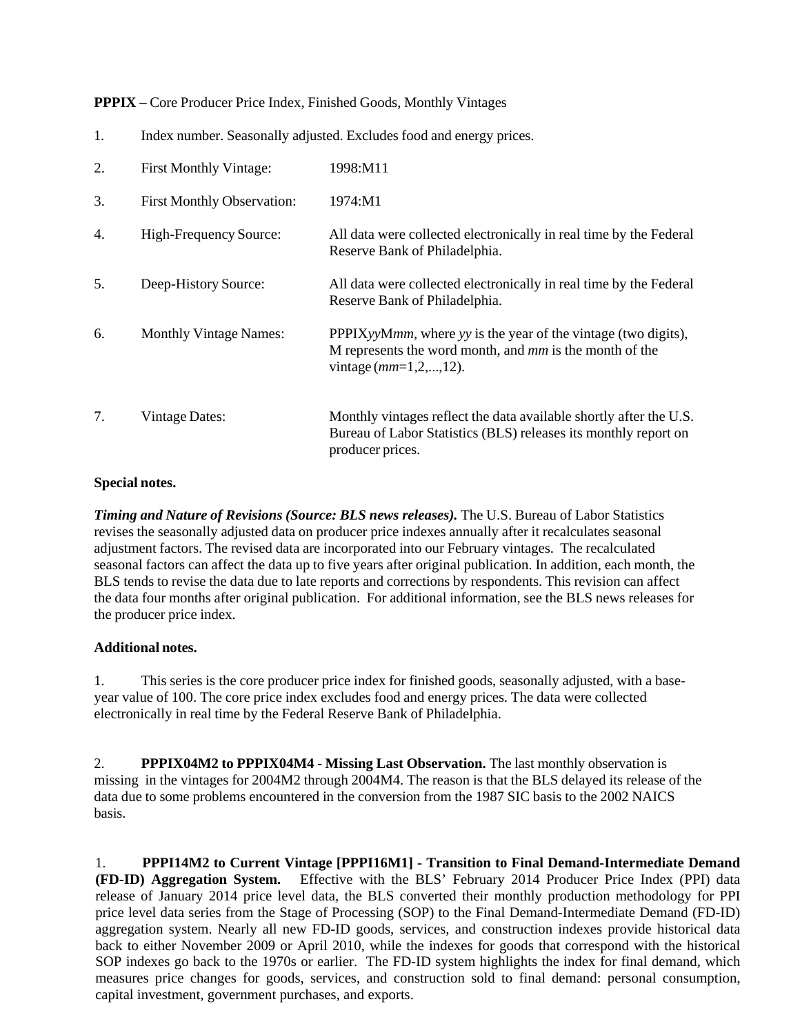**PPPIX –** Core Producer Price Index, Finished Goods, Monthly Vintages

1. Index number. Seasonally adjusted. Excludes food and energy prices.

2. First Monthly Vintage: 1998:M11

3. First Monthly Observation: 1974:M1

4. High-Frequency Source: All data were collected electronically in real time by the Federal Reserve Bank of Philadelphia.

5. Deep-History Source: All data were collected electronically in real time by the Federal Reserve Bank of Philadelphia.

6. Monthly Vintage Names: PPPIX*yy*M*mm*, where *yy* is the year of the vintage (two digits), M represents the word month, and *mm* is the month of the vintage (*mm*=1,2,...,12).

7. Vintage Dates: Monthly vintages reflect the data available shortly after the U.S. Bureau of Labor Statistics (BLS) releases its monthly report on producer prices.

**Special notes.**

***Timing and Nature of Revisions (Source: BLS news releases).*** The U.S. Bureau of Labor Statistics revises the seasonally adjusted data on producer price indexes annually after it recalculates seasonal adjustment factors. The revised data are incorporated into our February vintages. The recalculated seasonal factors can affect the data up to five years after original publication. In addition, each month, the BLS tends to revise the data due to late reports and corrections by respondents. This revision can affect the data four months after original publication. For additional information, see the BLS news releases for the producer price index.

**Additional notes.**

1. This series is the core producer price index for finished goods, seasonally adjusted, with a base-year value of 100. The core price index excludes food and energy prices. The data were collected electronically in real time by the Federal Reserve Bank of Philadelphia.

2. **PPPIX04M2 to PPPIX04M4 - Missing Last Observation.** The last monthly observation is missing in the vintages for 2004M2 through 2004M4. The reason is that the BLS delayed its release of the data due to some problems encountered in the conversion from the 1987 SIC basis to the 2002 NAICS basis.

1. **PPPI14M2 to Current Vintage [PPPI16M1] - Transition to Final Demand-Intermediate Demand (FD-ID) Aggregation System.** Effective with the BLS' February 2014 Producer Price Index (PPI) data release of January 2014 price level data, the BLS converted their monthly production methodology for PPI price level data series from the Stage of Processing (SOP) to the Final Demand-Intermediate Demand (FD-ID) aggregation system. Nearly all new FD-ID goods, services, and construction indexes provide historical data back to either November 2009 or April 2010, while the indexes for goods that correspond with the historical SOP indexes go back to the 1970s or earlier. The FD-ID system highlights the index for final demand, which measures price changes for goods, services, and construction sold to final demand: personal consumption, capital investment, government purchases, and exports.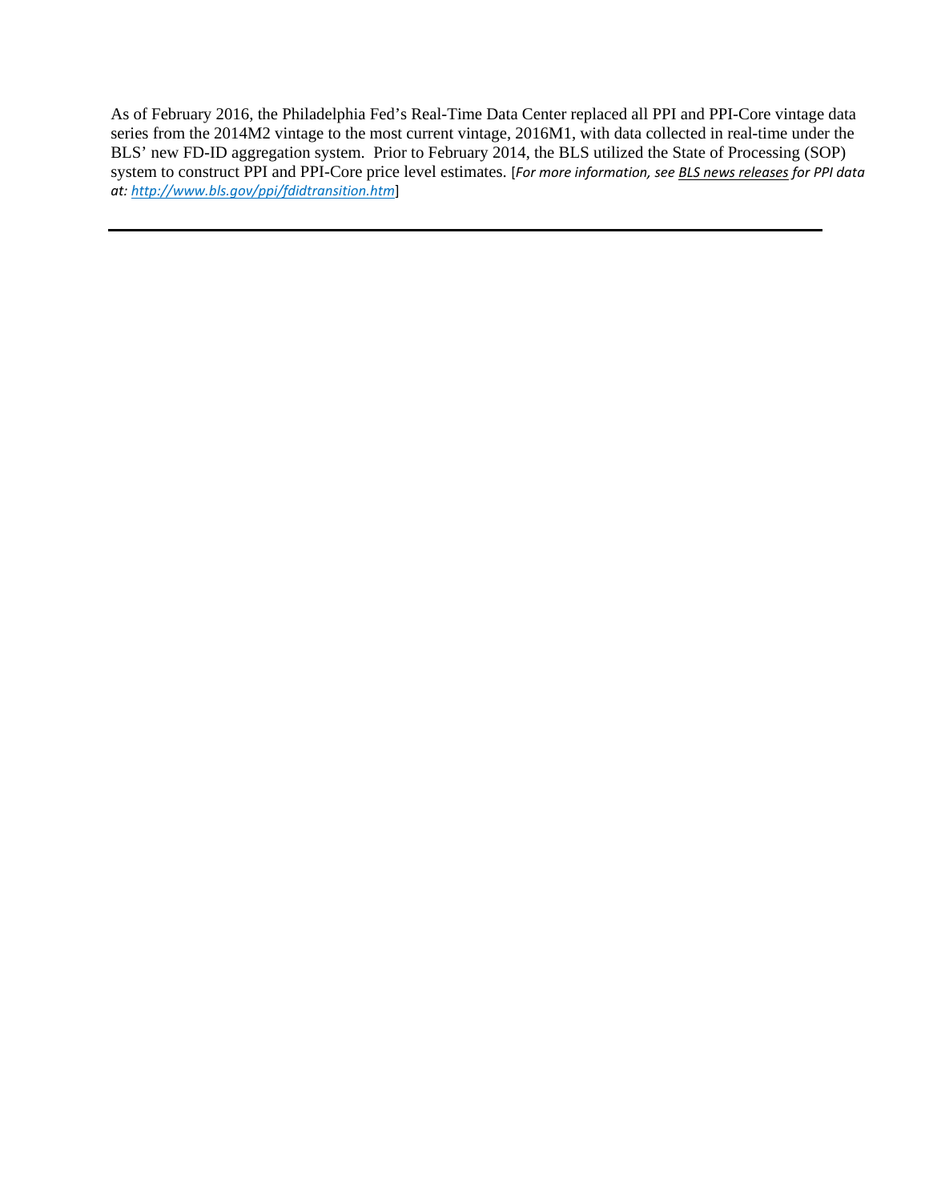As of February 2016, the Philadelphia Fed's Real-Time Data Center replaced all PPI and PPI-Core vintage data series from the 2014M2 vintage to the most current vintage, 2016M1, with data collected in real-time under the BLS' new FD-ID aggregation system. Prior to February 2014, the BLS utilized the State of Processing (SOP) system to construct PPI and PPI-Core price level estimates. [*For more information, see BLS news releases for PPI data at: http://www.bls.gov/ppi/fdidtransition.htm*]

---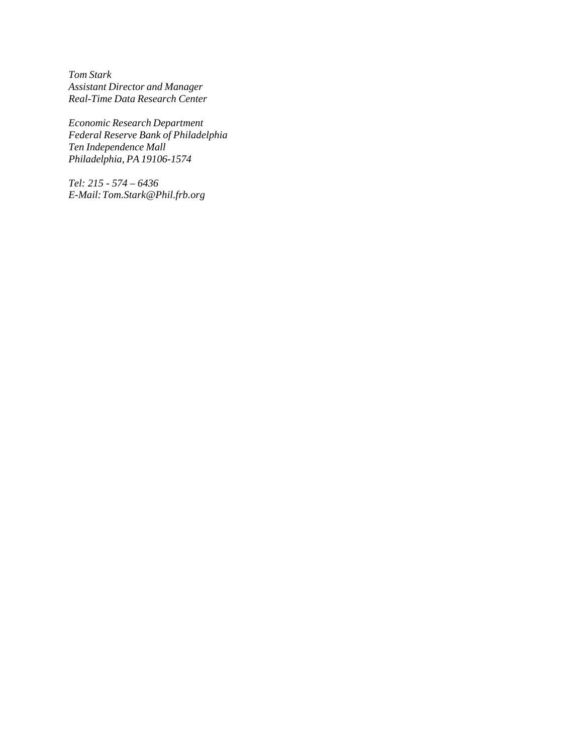*Tom Stark*
*Assistant Director and Manager*
*Real-Time Data Research Center*

*Economic Research Department*
*Federal Reserve Bank of Philadelphia*
*Ten Independence Mall*
*Philadelphia, PA 19106-1574*

*Tel: 215 - 574 – 6436*
*E-Mail: Tom.Stark@Phil.frb.org*